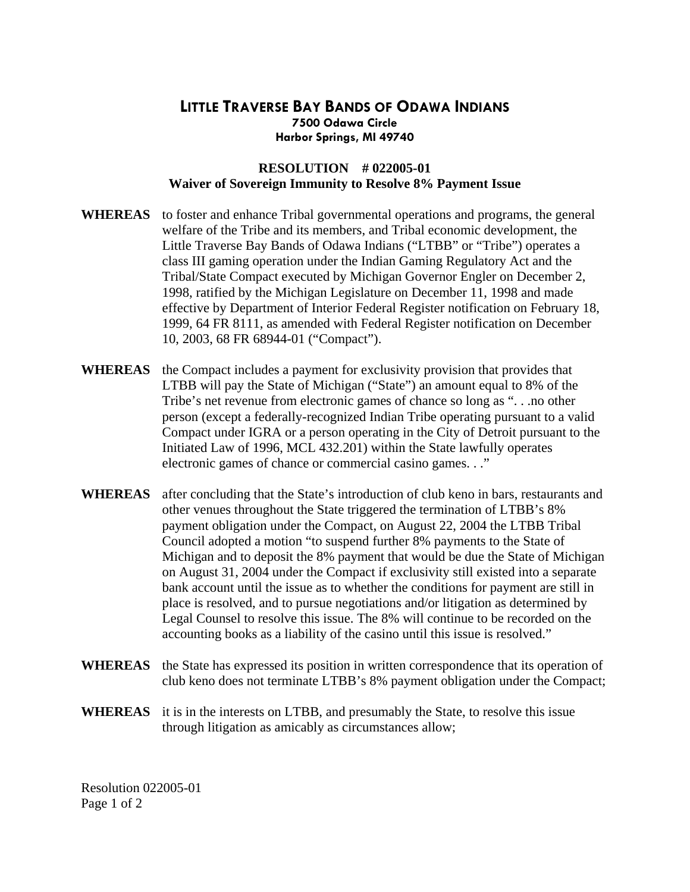# LITTLE TRAVERSE BAY BANDS OF ODAWA INDIANS

**7500 Odawa Circle**
**Harbor Springs, MI 49740**

## RESOLUTION # 022005-01
## Waiver of Sovereign Immunity to Resolve 8% Payment Issue

**WHEREAS** to foster and enhance Tribal governmental operations and programs, the general welfare of the Tribe and its members, and Tribal economic development, the Little Traverse Bay Bands of Odawa Indians ("LTBB" or "Tribe") operates a class III gaming operation under the Indian Gaming Regulatory Act and the Tribal/State Compact executed by Michigan Governor Engler on December 2, 1998, ratified by the Michigan Legislature on December 11, 1998 and made effective by Department of Interior Federal Register notification on February 18, 1999, 64 FR 8111, as amended with Federal Register notification on December 10, 2003, 68 FR 68944-01 ("Compact").

**WHEREAS** the Compact includes a payment for exclusivity provision that provides that LTBB will pay the State of Michigan ("State") an amount equal to 8% of the Tribe's net revenue from electronic games of chance so long as ". . .no other person (except a federally-recognized Indian Tribe operating pursuant to a valid Compact under IGRA or a person operating in the City of Detroit pursuant to the Initiated Law of 1996, MCL 432.201) within the State lawfully operates electronic games of chance or commercial casino games. . ."

**WHEREAS** after concluding that the State's introduction of club keno in bars, restaurants and other venues throughout the State triggered the termination of LTBB's 8% payment obligation under the Compact, on August 22, 2004 the LTBB Tribal Council adopted a motion "to suspend further 8% payments to the State of Michigan and to deposit the 8% payment that would be due the State of Michigan on August 31, 2004 under the Compact if exclusivity still existed into a separate bank account until the issue as to whether the conditions for payment are still in place is resolved, and to pursue negotiations and/or litigation as determined by Legal Counsel to resolve this issue. The 8% will continue to be recorded on the accounting books as a liability of the casino until this issue is resolved."

**WHEREAS** the State has expressed its position in written correspondence that its operation of club keno does not terminate LTBB's 8% payment obligation under the Compact;

**WHEREAS** it is in the interests on LTBB, and presumably the State, to resolve this issue through litigation as amicably as circumstances allow;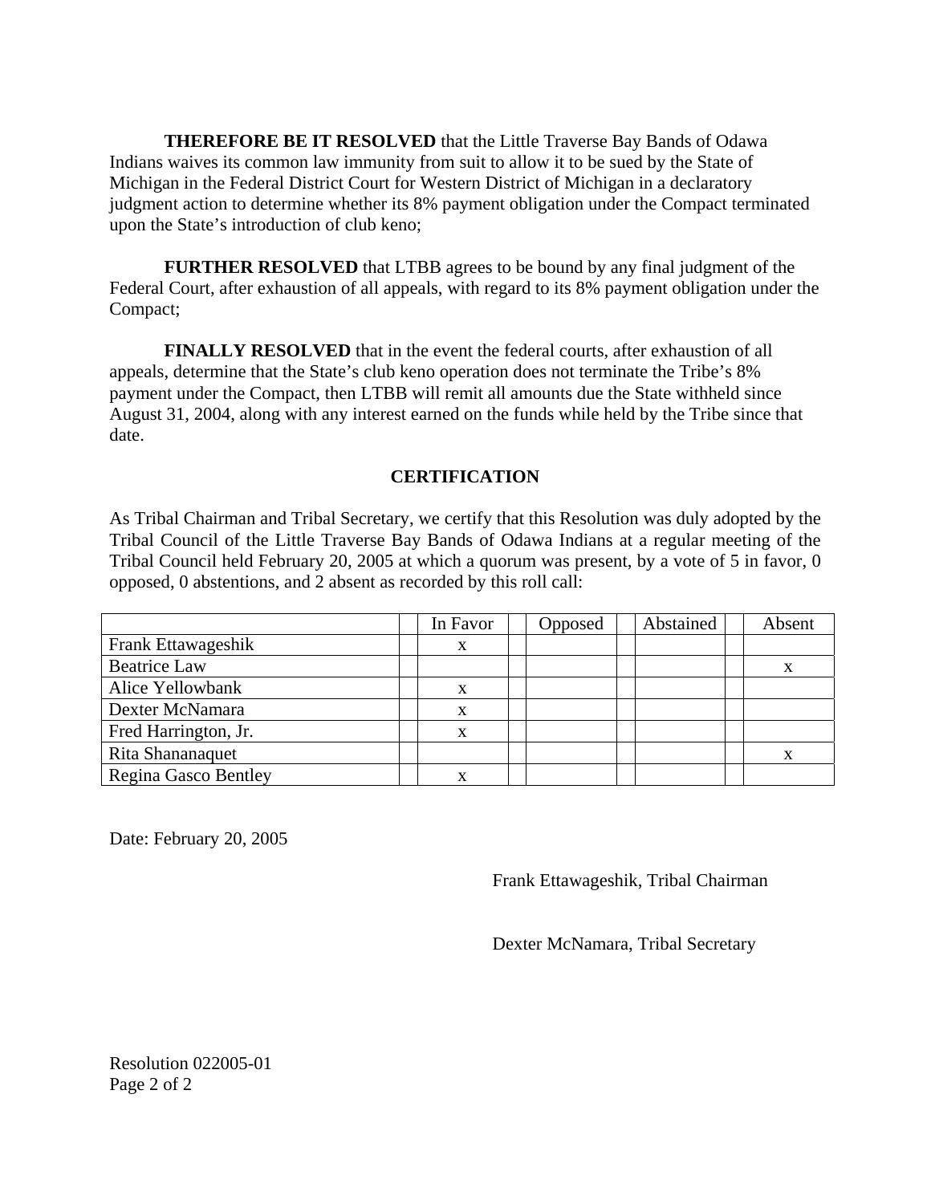**THEREFORE BE IT RESOLVED** that the Little Traverse Bay Bands of Odawa Indians waives its common law immunity from suit to allow it to be sued by the State of Michigan in the Federal District Court for Western District of Michigan in a declaratory judgment action to determine whether its 8% payment obligation under the Compact terminated upon the State's introduction of club keno;

**FURTHER RESOLVED** that LTBB agrees to be bound by any final judgment of the Federal Court, after exhaustion of all appeals, with regard to its 8% payment obligation under the Compact;

**FINALLY RESOLVED** that in the event the federal courts, after exhaustion of all appeals, determine that the State's club keno operation does not terminate the Tribe's 8% payment under the Compact, then LTBB will remit all amounts due the State withheld since August 31, 2004, along with any interest earned on the funds while held by the Tribe since that date.

## CERTIFICATION

As Tribal Chairman and Tribal Secretary, we certify that this Resolution was duly adopted by the Tribal Council of the Little Traverse Bay Bands of Odawa Indians at a regular meeting of the Tribal Council held February 20, 2005 at which a quorum was present, by a vote of 5 in favor, 0 opposed, 0 abstentions, and 2 absent as recorded by this roll call:

| | In Favor | Opposed | Abstained | Absent |
|---|---|---|---|---|
| Frank Ettawageshik | x | | | |
| Beatrice Law | | | | x |
| Alice Yellowbank | x | | | |
| Dexter McNamara | x | | | |
| Fred Harrington, Jr. | x | | | |
| Rita Shananaquet | | | | x |
| Regina Gasco Bentley | x | | | |

Date: February 20, 2005

Frank Ettawageshik, Tribal Chairman

Dexter McNamara, Tribal Secretary

Resolution 022005-01